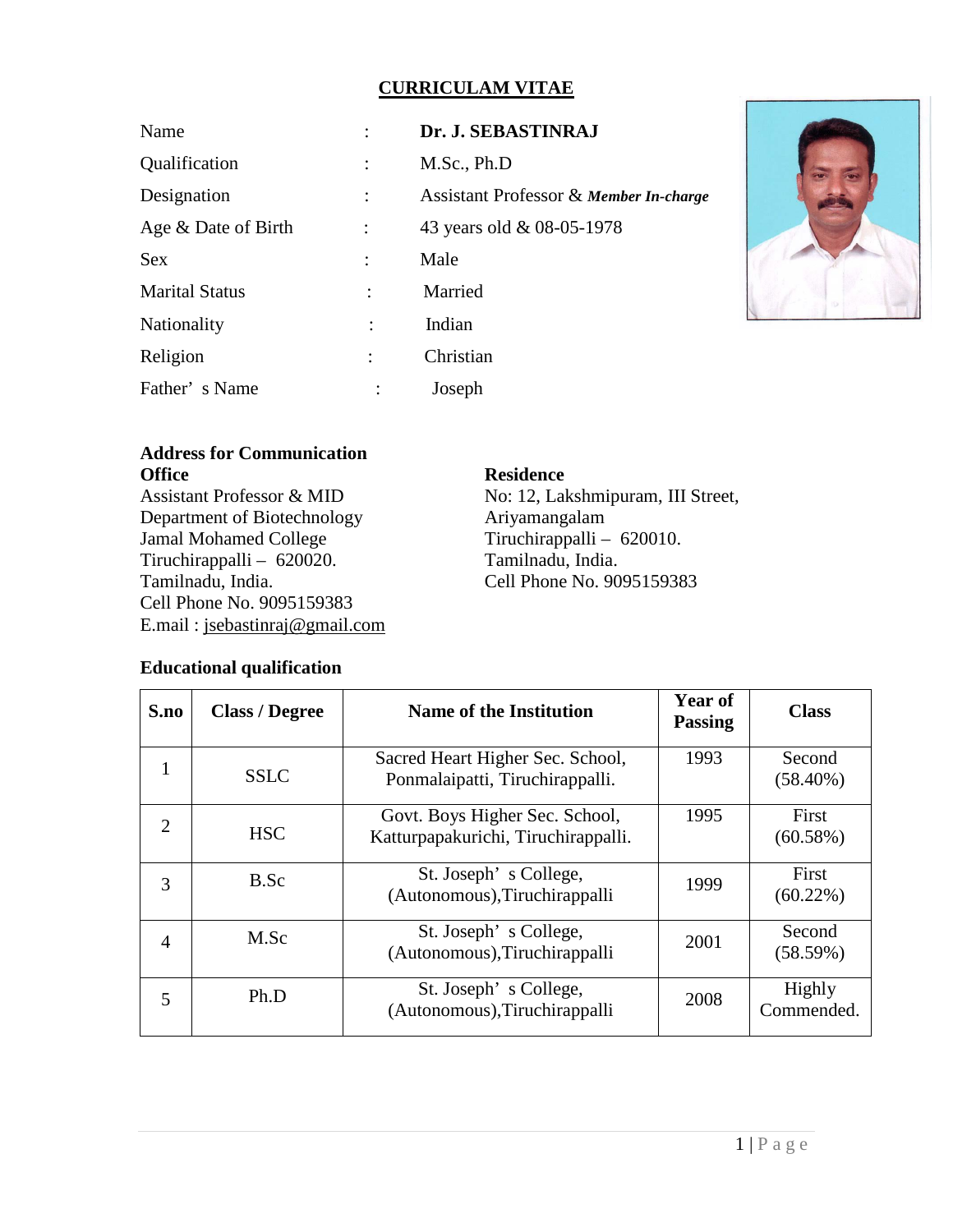# CURRICULAM VITAE

| | | |
|---|---|---|
| Name | : | **Dr. J. SEBASTINRAJ** |
| Qualification | : | M.Sc., Ph.D |
| Designation | : | Assistant Professor & ***Member In-charge*** |
| Age & Date of Birth | : | 43 years old & 08-05-1978 |
| Sex | : | Male |
| Marital Status | : | Married |
| Nationality | : | Indian |
| Religion | : | Christian |
| Father's Name | : | Joseph |

**Address for Communication**

**Office**
Assistant Professor & MID
Department of Biotechnology
Jamal Mohamed College
Tiruchirappalli – 620020.
Tamilnadu, India.
Cell Phone No. 9095159383
E.mail : jsebastinraj@gmail.com

**Residence**
No: 12, Lakshmipuram, III Street,
Ariyamangalam
Tiruchirappalli – 620010.
Tamilnadu, India.
Cell Phone No. 9095159383

**Educational qualification**

| S.no | Class / Degree | Name of the Institution | Year of Passing | Class |
|---|---|---|---|---|
| 1 | SSLC | Sacred Heart Higher Sec. School, Ponmalaipatti, Tiruchirappalli. | 1993 | Second (58.40%) |
| 2 | HSC | Govt. Boys Higher Sec. School, Katturpapakurichi, Tiruchirappalli. | 1995 | First (60.58%) |
| 3 | B.Sc | St. Joseph's College, (Autonomous),Tiruchirappalli | 1999 | First (60.22%) |
| 4 | M.Sc | St. Joseph's College, (Autonomous),Tiruchirappalli | 2001 | Second (58.59%) |
| 5 | Ph.D | St. Joseph's College, (Autonomous),Tiruchirappalli | 2008 | Highly Commended. |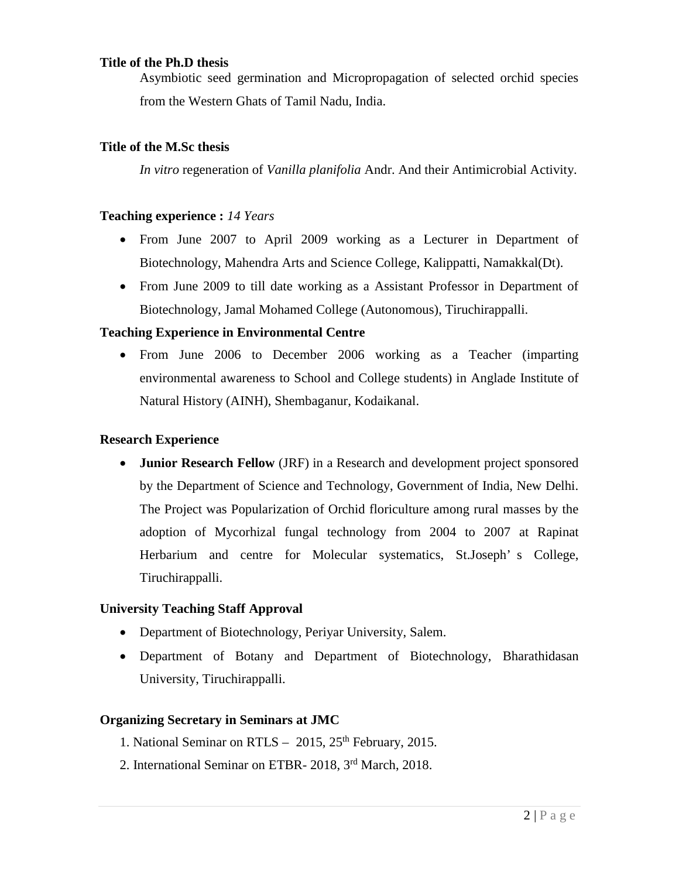**Title of the Ph.D thesis**

Asymbiotic seed germination and Micropropagation of selected orchid species from the Western Ghats of Tamil Nadu, India.

**Title of the M.Sc thesis**

*In vitro* regeneration of *Vanilla planifolia* Andr. And their Antimicrobial Activity.

**Teaching experience :** *14 Years*

- From June 2007 to April 2009 working as a Lecturer in Department of Biotechnology, Mahendra Arts and Science College, Kalippatti, Namakkal(Dt).
- From June 2009 to till date working as a Assistant Professor in Department of Biotechnology, Jamal Mohamed College (Autonomous), Tiruchirappalli.

**Teaching Experience in Environmental Centre**

- From June 2006 to December 2006 working as a Teacher (imparting environmental awareness to School and College students) in Anglade Institute of Natural History (AINH), Shembaganur, Kodaikanal.

**Research Experience**

- **Junior Research Fellow** (JRF) in a Research and development project sponsored by the Department of Science and Technology, Government of India, New Delhi. The Project was Popularization of Orchid floriculture among rural masses by the adoption of Mycorhizal fungal technology from 2004 to 2007 at Rapinat Herbarium and centre for Molecular systematics, St.Joseph' s College, Tiruchirappalli.

**University Teaching Staff Approval**

- Department of Biotechnology, Periyar University, Salem.
- Department of Botany and Department of Biotechnology, Bharathidasan University, Tiruchirappalli.

**Organizing Secretary in Seminars at JMC**

1. National Seminar on RTLS – 2015, 25th February, 2015.
2. International Seminar on ETBR- 2018, 3rd March, 2018.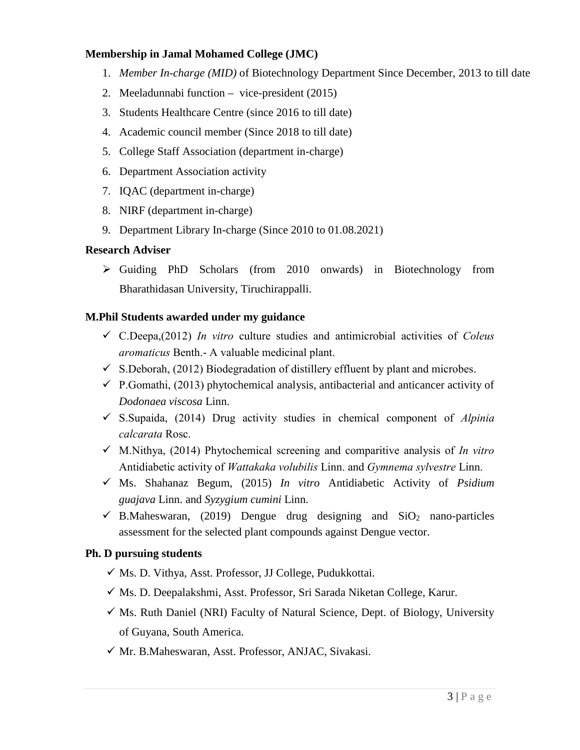**Membership in Jamal Mohamed College (JMC)**

1. *Member In-charge (MID)* of Biotechnology Department Since December, 2013 to till date
2. Meeladunnabi function – vice-president (2015)
3. Students Healthcare Centre (since 2016 to till date)
4. Academic council member (Since 2018 to till date)
5. College Staff Association (department in-charge)
6. Department Association activity
7. IQAC (department in-charge)
8. NIRF (department in-charge)
9. Department Library In-charge (Since 2010 to 01.08.2021)

**Research Adviser**

- Guiding PhD Scholars (from 2010 onwards) in Biotechnology from Bharathidasan University, Tiruchirappalli.

**M.Phil Students awarded under my guidance**

- C.Deepa,(2012) *In vitro* culture studies and antimicrobial activities of *Coleus aromaticus* Benth.- A valuable medicinal plant.
- S.Deborah, (2012) Biodegradation of distillery effluent by plant and microbes.
- P.Gomathi, (2013) phytochemical analysis, antibacterial and anticancer activity of *Dodonaea viscosa* Linn.
- S.Supaida, (2014) Drug activity studies in chemical component of *Alpinia calcarata* Rosc.
- M.Nithya, (2014) Phytochemical screening and comparitive analysis of *In vitro* Antidiabetic activity of *Wattakaka volubilis* Linn. and *Gymnema sylvestre* Linn.
- Ms. Shahanaz Begum, (2015) *In vitro* Antidiabetic Activity of *Psidium guajava* Linn. and *Syzygium cumini* Linn.
- B.Maheswaran, (2019) Dengue drug designing and $SiO_2$ nano-particles assessment for the selected plant compounds against Dengue vector.

**Ph. D pursuing students**

- Ms. D. Vithya, Asst. Professor, JJ College, Pudukkottai.
- Ms. D. Deepalakshmi, Asst. Professor, Sri Sarada Niketan College, Karur.
- Ms. Ruth Daniel (NRI) Faculty of Natural Science, Dept. of Biology, University of Guyana, South America.
- Mr. B.Maheswaran, Asst. Professor, ANJAC, Sivakasi.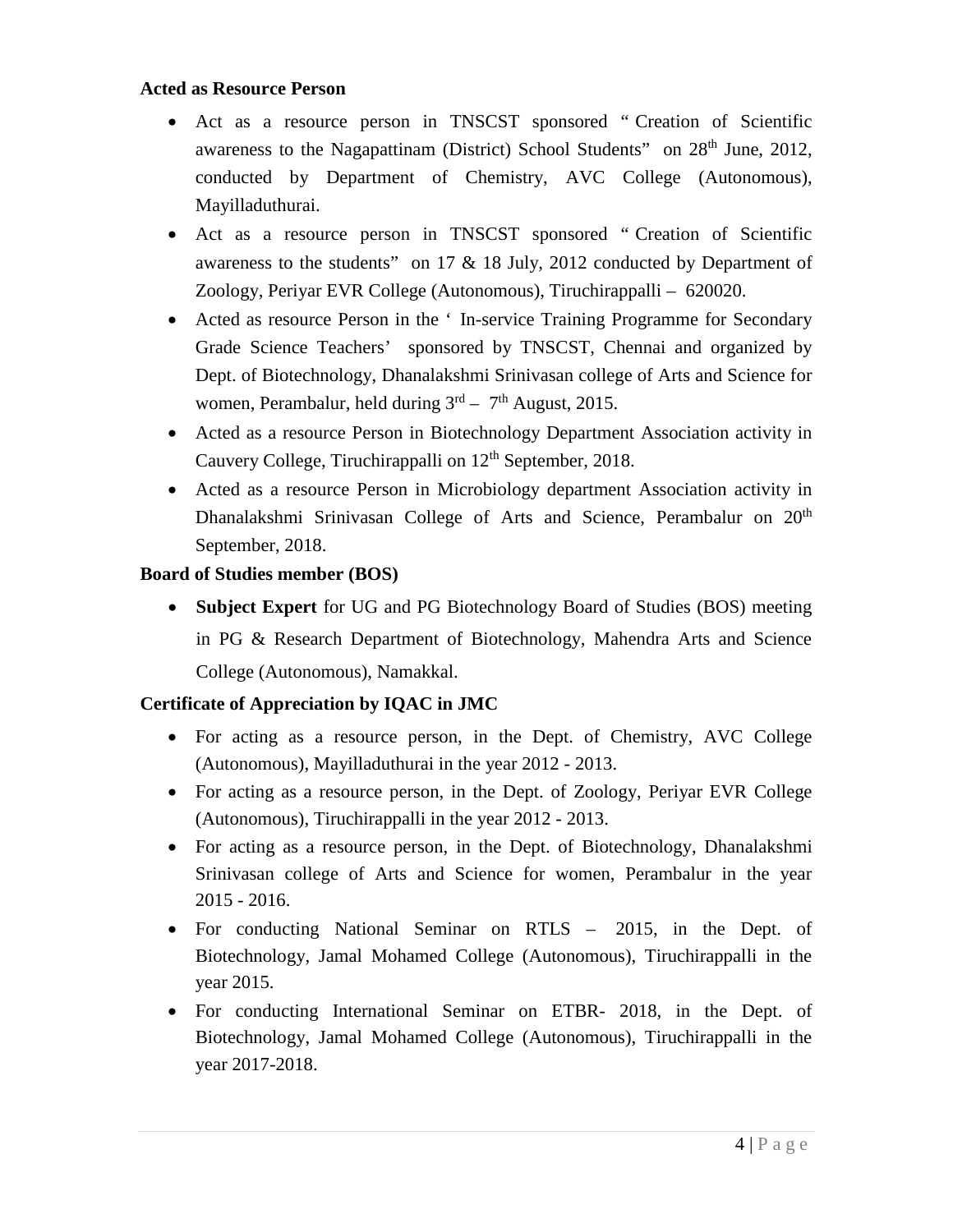**Acted as Resource Person**

- Act as a resource person in TNSCST sponsored " Creation of Scientific awareness to the Nagapattinam (District) School Students" on 28th June, 2012, conducted by Department of Chemistry, AVC College (Autonomous), Mayilladuthurai.
- Act as a resource person in TNSCST sponsored " Creation of Scientific awareness to the students" on 17 & 18 July, 2012 conducted by Department of Zoology, Periyar EVR College (Autonomous), Tiruchirappalli – 620020.
- Acted as resource Person in the ' In-service Training Programme for Secondary Grade Science Teachers' sponsored by TNSCST, Chennai and organized by Dept. of Biotechnology, Dhanalakshmi Srinivasan college of Arts and Science for women, Perambalur, held during 3rd – 7th August, 2015.
- Acted as a resource Person in Biotechnology Department Association activity in Cauvery College, Tiruchirappalli on 12th September, 2018.
- Acted as a resource Person in Microbiology department Association activity in Dhanalakshmi Srinivasan College of Arts and Science, Perambalur on 20th September, 2018.

**Board of Studies member (BOS)**

- **Subject Expert** for UG and PG Biotechnology Board of Studies (BOS) meeting in PG & Research Department of Biotechnology, Mahendra Arts and Science College (Autonomous), Namakkal.

**Certificate of Appreciation by IQAC in JMC**

- For acting as a resource person, in the Dept. of Chemistry, AVC College (Autonomous), Mayilladuthurai in the year 2012 - 2013.
- For acting as a resource person, in the Dept. of Zoology, Periyar EVR College (Autonomous), Tiruchirappalli in the year 2012 - 2013.
- For acting as a resource person, in the Dept. of Biotechnology, Dhanalakshmi Srinivasan college of Arts and Science for women, Perambalur in the year 2015 - 2016.
- For conducting National Seminar on RTLS – 2015, in the Dept. of Biotechnology, Jamal Mohamed College (Autonomous), Tiruchirappalli in the year 2015.
- For conducting International Seminar on ETBR- 2018, in the Dept. of Biotechnology, Jamal Mohamed College (Autonomous), Tiruchirappalli in the year 2017-2018.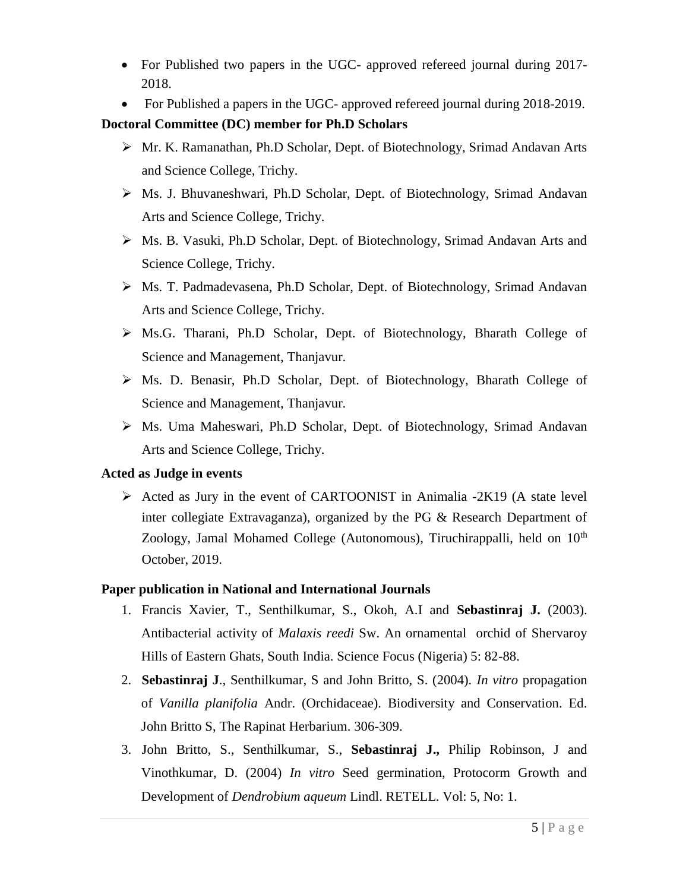- For Published two papers in the UGC- approved refereed journal during 2017-2018.
- For Published a papers in the UGC- approved refereed journal during 2018-2019.

**Doctoral Committee (DC) member for Ph.D Scholars**

- Mr. K. Ramanathan, Ph.D Scholar, Dept. of Biotechnology, Srimad Andavan Arts and Science College, Trichy.
- Ms. J. Bhuvaneshwari, Ph.D Scholar, Dept. of Biotechnology, Srimad Andavan Arts and Science College, Trichy.
- Ms. B. Vasuki, Ph.D Scholar, Dept. of Biotechnology, Srimad Andavan Arts and Science College, Trichy.
- Ms. T. Padmadevasena, Ph.D Scholar, Dept. of Biotechnology, Srimad Andavan Arts and Science College, Trichy.
- Ms.G. Tharani, Ph.D Scholar, Dept. of Biotechnology, Bharath College of Science and Management, Thanjavur.
- Ms. D. Benasir, Ph.D Scholar, Dept. of Biotechnology, Bharath College of Science and Management, Thanjavur.
- Ms. Uma Maheswari, Ph.D Scholar, Dept. of Biotechnology, Srimad Andavan Arts and Science College, Trichy.

**Acted as Judge in events**

- Acted as Jury in the event of CARTOONIST in Animalia -2K19 (A state level inter collegiate Extravaganza), organized by the PG & Research Department of Zoology, Jamal Mohamed College (Autonomous), Tiruchirappalli, held on 10th October, 2019.

**Paper publication in National and International Journals**

1. Francis Xavier, T., Senthilkumar, S., Okoh, A.I and **Sebastinraj J.** (2003). Antibacterial activity of *Malaxis reedi* Sw. An ornamental orchid of Shervaroy Hills of Eastern Ghats, South India. Science Focus (Nigeria) 5: 82-88.
2. **Sebastinraj J**., Senthilkumar, S and John Britto, S. (2004). *In vitro* propagation of *Vanilla planifolia* Andr. (Orchidaceae). Biodiversity and Conservation. Ed. John Britto S, The Rapinat Herbarium. 306-309.
3. John Britto, S., Senthilkumar, S., **Sebastinraj J.,** Philip Robinson, J and Vinothkumar, D. (2004) *In vitro* Seed germination, Protocorm Growth and Development of *Dendrobium aqueum* Lindl. RETELL. Vol: 5, No: 1.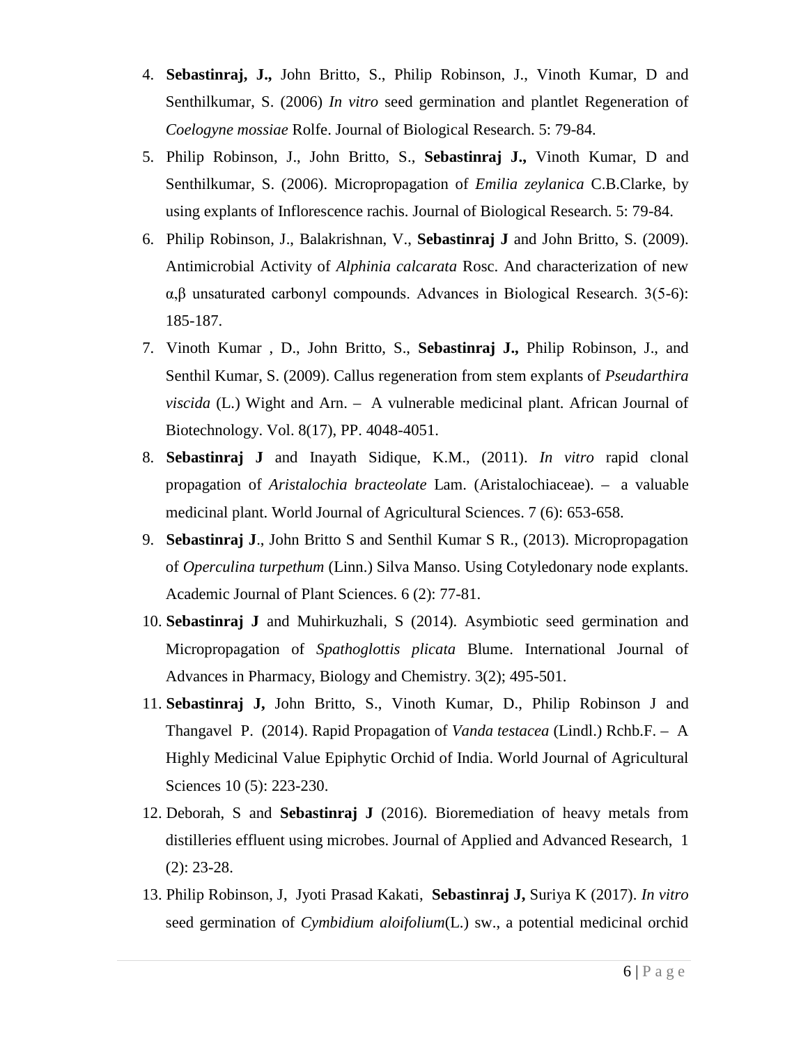4. **Sebastinraj, J.,** John Britto, S., Philip Robinson, J., Vinoth Kumar, D and Senthilkumar, S. (2006) *In vitro* seed germination and plantlet Regeneration of *Coelogyne mossiae* Rolfe. Journal of Biological Research. 5: 79-84.
5. Philip Robinson, J., John Britto, S., **Sebastinraj J.,** Vinoth Kumar, D and Senthilkumar, S. (2006). Micropropagation of *Emilia zeylanica* C.B.Clarke, by using explants of Inflorescence rachis. Journal of Biological Research. 5: 79-84.
6. Philip Robinson, J., Balakrishnan, V., **Sebastinraj J** and John Britto, S. (2009). Antimicrobial Activity of *Alphinia calcarata* Rosc. And characterization of new α,β unsaturated carbonyl compounds. Advances in Biological Research. 3(5-6): 185-187.
7. Vinoth Kumar , D., John Britto, S., **Sebastinraj J.,** Philip Robinson, J., and Senthil Kumar, S. (2009). Callus regeneration from stem explants of *Pseudarthira viscida* (L.) Wight and Arn. – A vulnerable medicinal plant. African Journal of Biotechnology. Vol. 8(17), PP. 4048-4051.
8. **Sebastinraj J** and Inayath Sidique, K.M., (2011). *In vitro* rapid clonal propagation of *Aristalochia bracteolate* Lam. (Aristalochiaceae). – a valuable medicinal plant. World Journal of Agricultural Sciences. 7 (6): 653-658.
9. **Sebastinraj J**., John Britto S and Senthil Kumar S R., (2013). Micropropagation of *Operculina turpethum* (Linn.) Silva Manso. Using Cotyledonary node explants. Academic Journal of Plant Sciences. 6 (2): 77-81.
10. **Sebastinraj J** and Muhirkuzhali, S (2014). Asymbiotic seed germination and Micropropagation of *Spathoglottis plicata* Blume. International Journal of Advances in Pharmacy, Biology and Chemistry. 3(2); 495-501.
11. **Sebastinraj J,** John Britto, S., Vinoth Kumar, D., Philip Robinson J and Thangavel P. (2014). Rapid Propagation of *Vanda testacea* (Lindl.) Rchb.F. – A Highly Medicinal Value Epiphytic Orchid of India. World Journal of Agricultural Sciences 10 (5): 223-230.
12. Deborah, S and **Sebastinraj J** (2016). Bioremediation of heavy metals from distilleries effluent using microbes. Journal of Applied and Advanced Research, 1 (2): 23-28.
13. Philip Robinson, J, Jyoti Prasad Kakati, **Sebastinraj J,** Suriya K (2017). *In vitro* seed germination of *Cymbidium aloifolium*(L.) sw., a potential medicinal orchid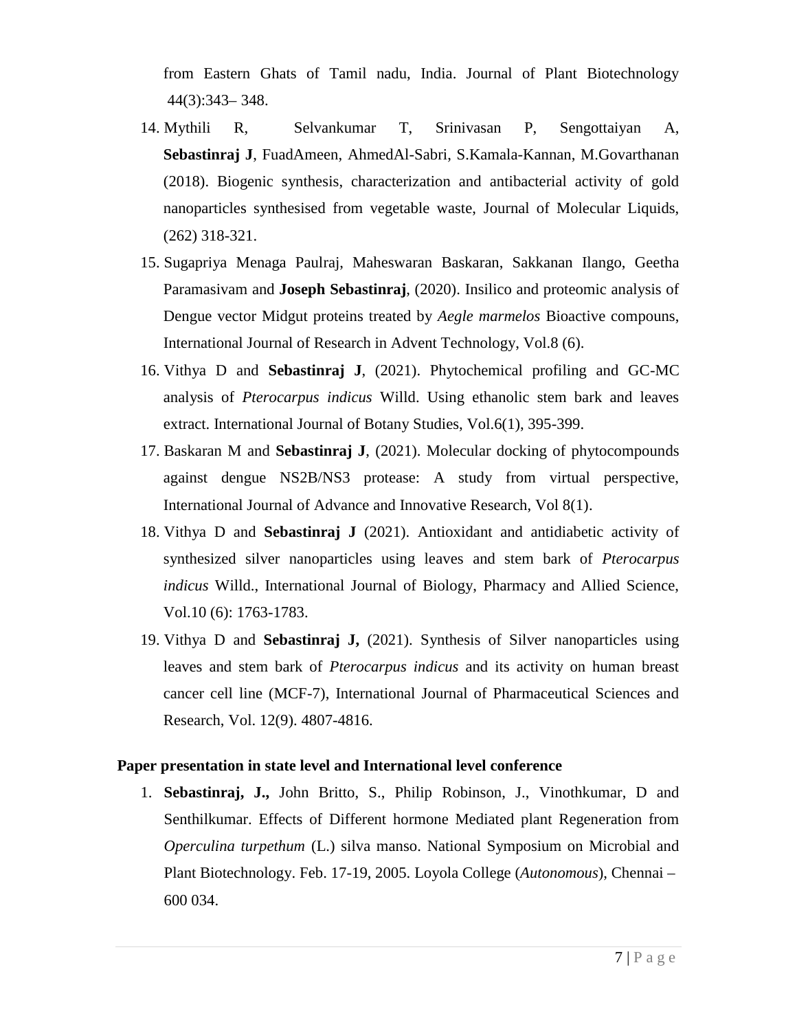from Eastern Ghats of Tamil nadu, India. Journal of Plant Biotechnology 44(3):343– 348.

14. Mythili R, Selvankumar T, Srinivasan P, Sengottaiyan A, **Sebastinraj J**, FuadAmeen, AhmedAl-Sabri, S.Kamala-Kannan, M.Govarthanan (2018). Biogenic synthesis, characterization and antibacterial activity of gold nanoparticles synthesised from vegetable waste, Journal of Molecular Liquids, (262) 318-321.
15. Sugapriya Menaga Paulraj, Maheswaran Baskaran, Sakkanan Ilango, Geetha Paramasivam and **Joseph Sebastinraj**, (2020). Insilico and proteomic analysis of Dengue vector Midgut proteins treated by *Aegle marmelos* Bioactive compouns, International Journal of Research in Advent Technology, Vol.8 (6).
16. Vithya D and **Sebastinraj J**, (2021). Phytochemical profiling and GC-MC analysis of *Pterocarpus indicus* Willd. Using ethanolic stem bark and leaves extract. International Journal of Botany Studies, Vol.6(1), 395-399.
17. Baskaran M and **Sebastinraj J**, (2021). Molecular docking of phytocompounds against dengue NS2B/NS3 protease: A study from virtual perspective, International Journal of Advance and Innovative Research, Vol 8(1).
18. Vithya D and **Sebastinraj J** (2021). Antioxidant and antidiabetic activity of synthesized silver nanoparticles using leaves and stem bark of *Pterocarpus indicus* Willd., International Journal of Biology, Pharmacy and Allied Science, Vol.10 (6): 1763-1783.
19. Vithya D and **Sebastinraj J,** (2021). Synthesis of Silver nanoparticles using leaves and stem bark of *Pterocarpus indicus* and its activity on human breast cancer cell line (MCF-7), International Journal of Pharmaceutical Sciences and Research, Vol. 12(9). 4807-4816.

**Paper presentation in state level and International level conference**

1. **Sebastinraj, J.,** John Britto, S., Philip Robinson, J., Vinothkumar, D and Senthilkumar. Effects of Different hormone Mediated plant Regeneration from *Operculina turpethum* (L.) silva manso. National Symposium on Microbial and Plant Biotechnology. Feb. 17-19, 2005. Loyola College (*Autonomous*), Chennai – 600 034.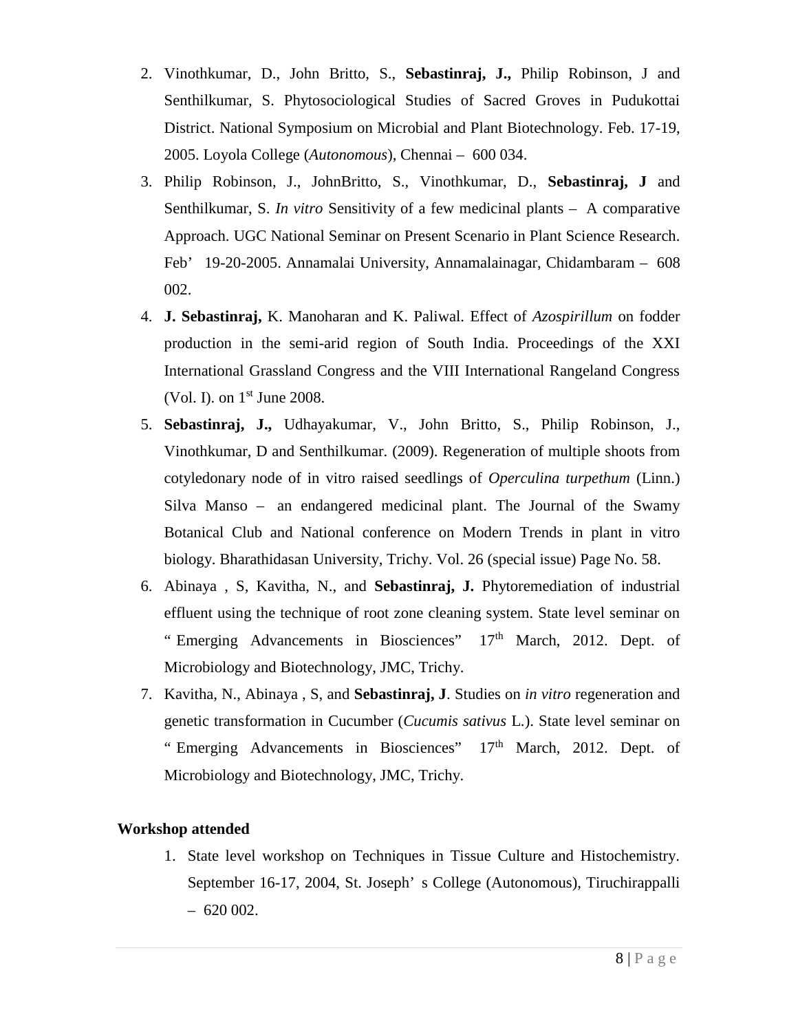2. Vinothkumar, D., John Britto, S., **Sebastinraj, J.,** Philip Robinson, J and Senthilkumar, S. Phytosociological Studies of Sacred Groves in Pudukottai District. National Symposium on Microbial and Plant Biotechnology. Feb. 17-19, 2005. Loyola College (*Autonomous*), Chennai – 600 034.
3. Philip Robinson, J., JohnBritto, S., Vinothkumar, D., **Sebastinraj, J** and Senthilkumar, S. *In vitro* Sensitivity of a few medicinal plants – A comparative Approach. UGC National Seminar on Present Scenario in Plant Science Research. Feb' 19-20-2005. Annamalai University, Annamalainagar, Chidambaram – 608 002.
4. **J. Sebastinraj,** K. Manoharan and K. Paliwal. Effect of *Azospirillum* on fodder production in the semi-arid region of South India. Proceedings of the XXI International Grassland Congress and the VIII International Rangeland Congress (Vol. I). on 1st June 2008.
5. **Sebastinraj, J.,** Udhayakumar, V., John Britto, S., Philip Robinson, J., Vinothkumar, D and Senthilkumar. (2009). Regeneration of multiple shoots from cotyledonary node of in vitro raised seedlings of *Operculina turpethum* (Linn.) Silva Manso – an endangered medicinal plant. The Journal of the Swamy Botanical Club and National conference on Modern Trends in plant in vitro biology. Bharathidasan University, Trichy. Vol. 26 (special issue) Page No. 58.
6. Abinaya , S, Kavitha, N., and **Sebastinraj, J.** Phytoremediation of industrial effluent using the technique of root zone cleaning system. State level seminar on " Emerging Advancements in Biosciences" 17th March, 2012. Dept. of Microbiology and Biotechnology, JMC, Trichy.
7. Kavitha, N., Abinaya , S, and **Sebastinraj, J**. Studies on *in vitro* regeneration and genetic transformation in Cucumber (*Cucumis sativus* L.). State level seminar on " Emerging Advancements in Biosciences" 17th March, 2012. Dept. of Microbiology and Biotechnology, JMC, Trichy.

**Workshop attended**

1. State level workshop on Techniques in Tissue Culture and Histochemistry. September 16-17, 2004, St. Joseph' s College (Autonomous), Tiruchirappalli – 620 002.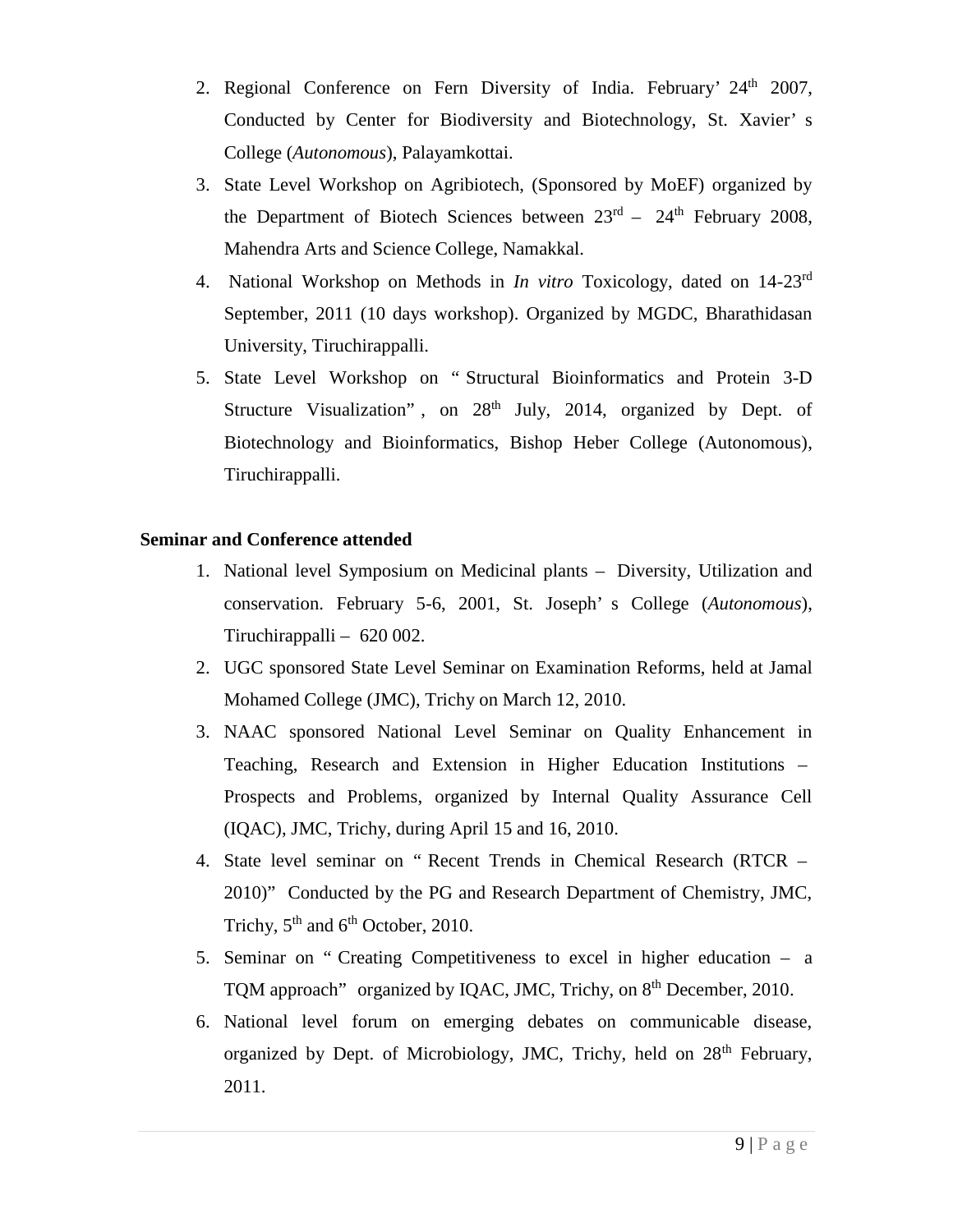2. Regional Conference on Fern Diversity of India. February' 24th 2007, Conducted by Center for Biodiversity and Biotechnology, St. Xavier's College (*Autonomous*), Palayamkottai.
3. State Level Workshop on Agribiotech, (Sponsored by MoEF) organized by the Department of Biotech Sciences between 23rd – 24th February 2008, Mahendra Arts and Science College, Namakkal.
4. National Workshop on Methods in *In vitro* Toxicology, dated on 14-23rd September, 2011 (10 days workshop). Organized by MGDC, Bharathidasan University, Tiruchirappalli.
5. State Level Workshop on " Structural Bioinformatics and Protein 3-D Structure Visualization" , on 28th July, 2014, organized by Dept. of Biotechnology and Bioinformatics, Bishop Heber College (Autonomous), Tiruchirappalli.

**Seminar and Conference attended**

1. National level Symposium on Medicinal plants – Diversity, Utilization and conservation. February 5-6, 2001, St. Joseph's College (*Autonomous*), Tiruchirappalli – 620 002.
2. UGC sponsored State Level Seminar on Examination Reforms, held at Jamal Mohamed College (JMC), Trichy on March 12, 2010.
3. NAAC sponsored National Level Seminar on Quality Enhancement in Teaching, Research and Extension in Higher Education Institutions – Prospects and Problems, organized by Internal Quality Assurance Cell (IQAC), JMC, Trichy, during April 15 and 16, 2010.
4. State level seminar on " Recent Trends in Chemical Research (RTCR – 2010)" Conducted by the PG and Research Department of Chemistry, JMC, Trichy, 5th and 6th October, 2010.
5. Seminar on " Creating Competitiveness to excel in higher education – a TQM approach" organized by IQAC, JMC, Trichy, on 8th December, 2010.
6. National level forum on emerging debates on communicable disease, organized by Dept. of Microbiology, JMC, Trichy, held on 28th February, 2011.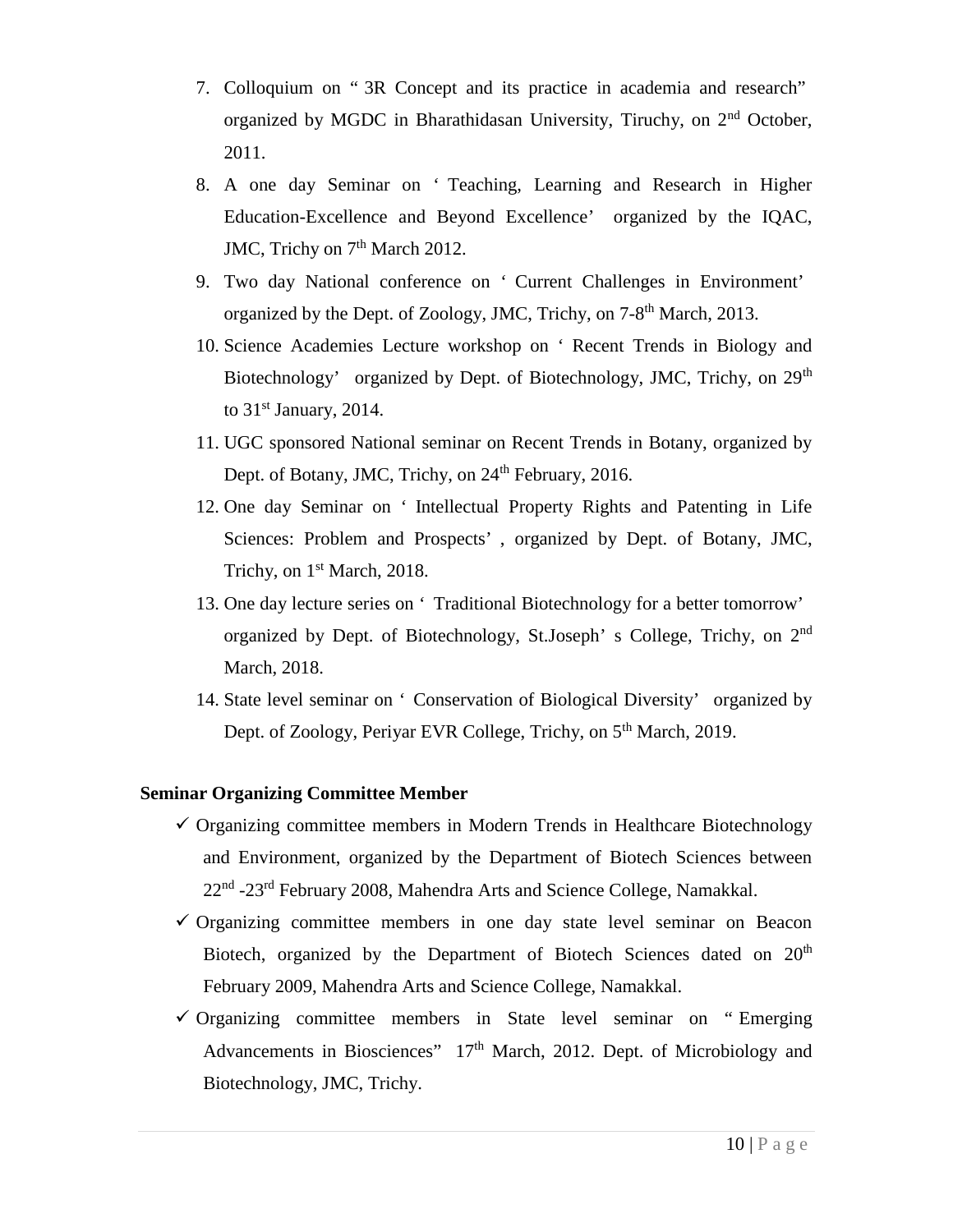7. Colloquium on " 3R Concept and its practice in academia and research" organized by MGDC in Bharathidasan University, Tiruchy, on 2nd October, 2011.
8. A one day Seminar on ' Teaching, Learning and Research in Higher Education-Excellence and Beyond Excellence' organized by the IQAC, JMC, Trichy on 7th March 2012.
9. Two day National conference on ' Current Challenges in Environment' organized by the Dept. of Zoology, JMC, Trichy, on 7-8th March, 2013.
10. Science Academies Lecture workshop on ' Recent Trends in Biology and Biotechnology' organized by Dept. of Biotechnology, JMC, Trichy, on 29th to 31st January, 2014.
11. UGC sponsored National seminar on Recent Trends in Botany, organized by Dept. of Botany, JMC, Trichy, on 24th February, 2016.
12. One day Seminar on ' Intellectual Property Rights and Patenting in Life Sciences: Problem and Prospects' , organized by Dept. of Botany, JMC, Trichy, on 1st March, 2018.
13. One day lecture series on ' Traditional Biotechnology for a better tomorrow' organized by Dept. of Biotechnology, St.Joseph' s College, Trichy, on 2nd March, 2018.
14. State level seminar on ' Conservation of Biological Diversity' organized by Dept. of Zoology, Periyar EVR College, Trichy, on 5th March, 2019.

**Seminar Organizing Committee Member**

- ✓ Organizing committee members in Modern Trends in Healthcare Biotechnology and Environment, organized by the Department of Biotech Sciences between 22nd -23rd February 2008, Mahendra Arts and Science College, Namakkal.
- ✓ Organizing committee members in one day state level seminar on Beacon Biotech, organized by the Department of Biotech Sciences dated on 20th February 2009, Mahendra Arts and Science College, Namakkal.
- ✓ Organizing committee members in State level seminar on " Emerging Advancements in Biosciences" 17th March, 2012. Dept. of Microbiology and Biotechnology, JMC, Trichy.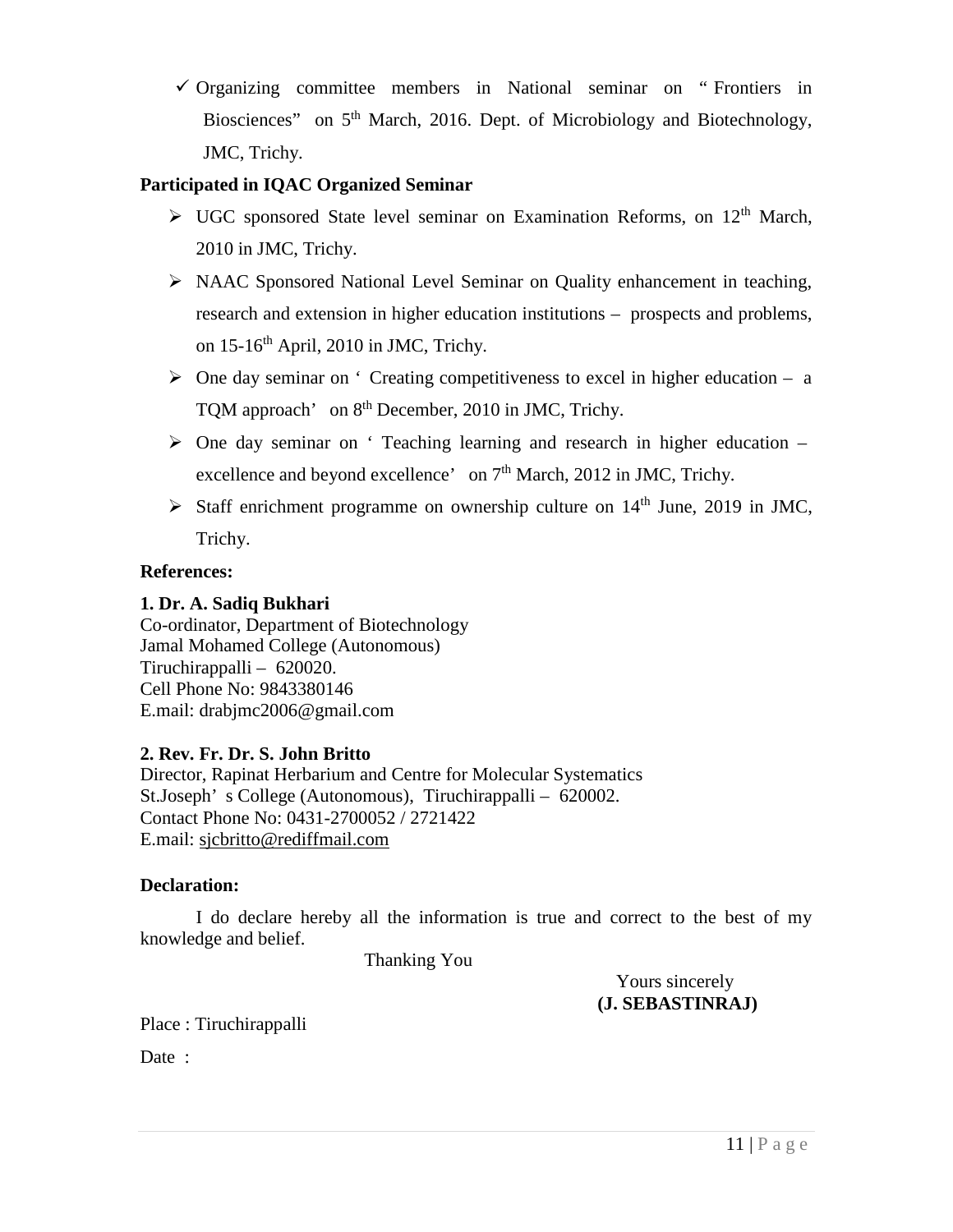- ✓ Organizing committee members in National seminar on " Frontiers in Biosciences" on 5th March, 2016. Dept. of Microbiology and Biotechnology, JMC, Trichy.

**Participated in IQAC Organized Seminar**

- ➢ UGC sponsored State level seminar on Examination Reforms, on 12th March, 2010 in JMC, Trichy.
- ➢ NAAC Sponsored National Level Seminar on Quality enhancement in teaching, research and extension in higher education institutions – prospects and problems, on 15-16th April, 2010 in JMC, Trichy.
- ➢ One day seminar on ' Creating competitiveness to excel in higher education – a TQM approach' on 8th December, 2010 in JMC, Trichy.
- ➢ One day seminar on ' Teaching learning and research in higher education – excellence and beyond excellence' on 7th March, 2012 in JMC, Trichy.
- ➢ Staff enrichment programme on ownership culture on 14th June, 2019 in JMC, Trichy.

**References:**

**1. Dr. A. Sadiq Bukhari**
Co-ordinator, Department of Biotechnology
Jamal Mohamed College (Autonomous)
Tiruchirappalli – 620020.
Cell Phone No: 9843380146
E.mail: drabjmc2006@gmail.com

**2. Rev. Fr. Dr. S. John Britto**
Director, Rapinat Herbarium and Centre for Molecular Systematics
St.Joseph's College (Autonomous), Tiruchirappalli – 620002.
Contact Phone No: 0431-2700052 / 2721422
E.mail: sjcbritto@rediffmail.com

**Declaration:**

I do declare hereby all the information is true and correct to the best of my knowledge and belief.

Thanking You

Yours sincerely
**(J. SEBASTINRAJ)**

Place : Tiruchirappalli

Date :